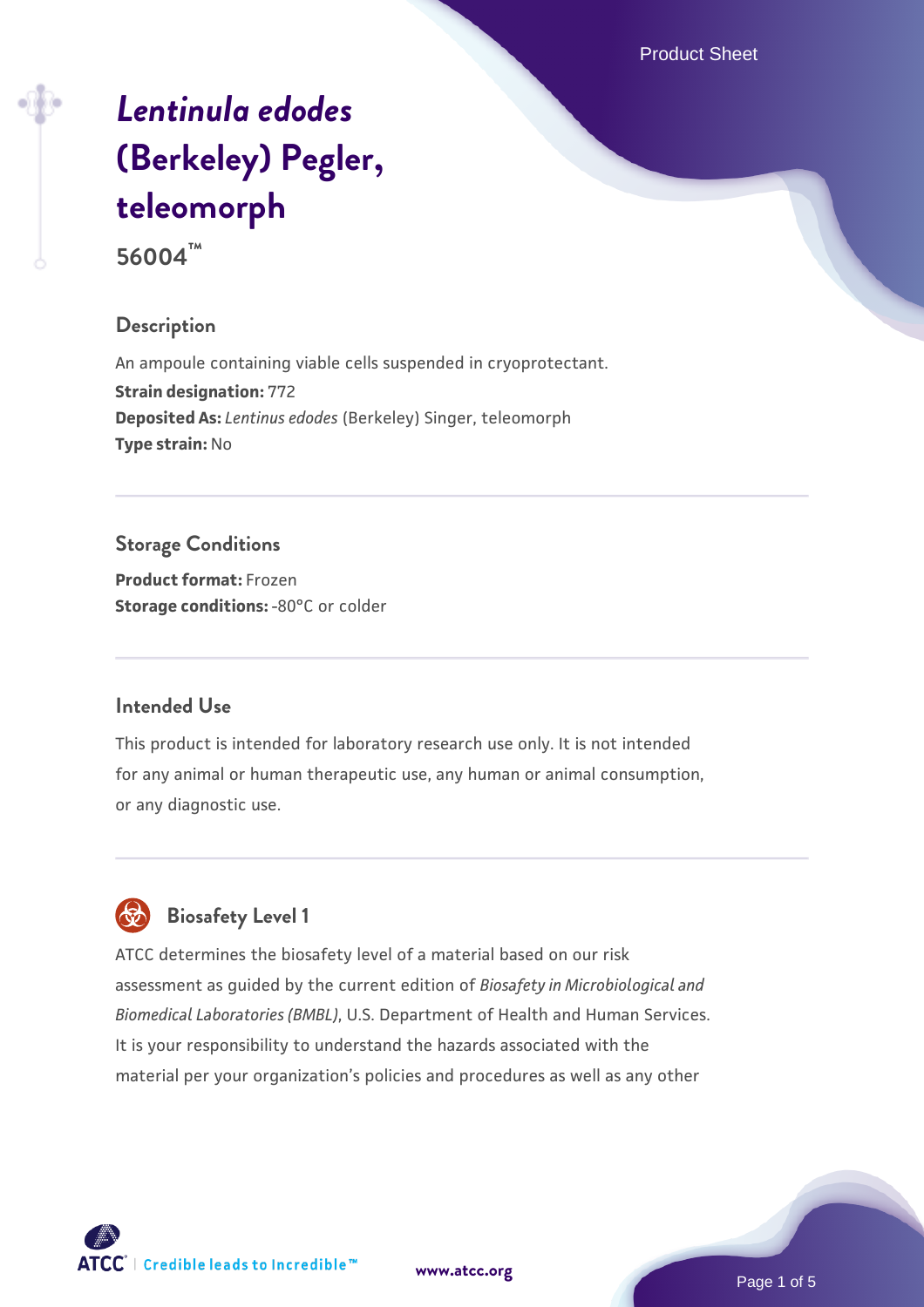# *Lentinula edodes* (Berkeley) Pegler, teleomorph

**56004™**

## Description

An ampoule containing viable cells suspended in cryoprotectant.

**Strain designation:** 772

**Deposited As:** *Lentinus edodes* (Berkeley) Singer, teleomorph

**Type strain:** No

## Storage Conditions

**Product format:** Frozen

**Storage conditions:** -80°C or colder

## Intended Use

This product is intended for laboratory research use only. It is not intended for any animal or human therapeutic use, any human or animal consumption, or any diagnostic use.

## Biosafety Level 1

ATCC determines the biosafety level of a material based on our risk assessment as guided by the current edition of *Biosafety in Microbiological and Biomedical Laboratories (BMBL)*, U.S. Department of Health and Human Services. It is your responsibility to understand the hazards associated with the material per your organization's policies and procedures as well as any other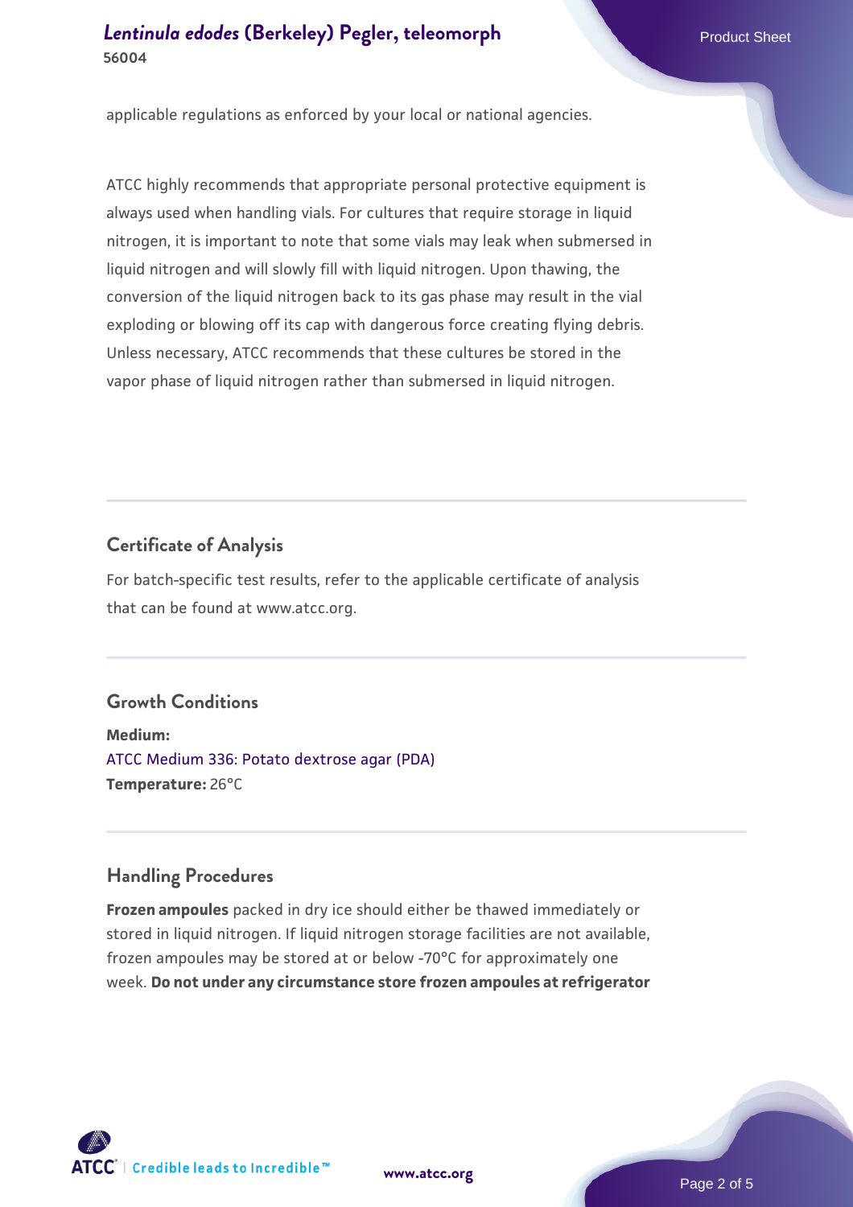applicable regulations as enforced by your local or national agencies.

ATCC highly recommends that appropriate personal protective equipment is always used when handling vials. For cultures that require storage in liquid nitrogen, it is important to note that some vials may leak when submersed in liquid nitrogen and will slowly fill with liquid nitrogen. Upon thawing, the conversion of the liquid nitrogen back to its gas phase may result in the vial exploding or blowing off its cap with dangerous force creating flying debris. Unless necessary, ATCC recommends that these cultures be stored in the vapor phase of liquid nitrogen rather than submersed in liquid nitrogen.

## Certificate of Analysis

For batch-specific test results, refer to the applicable certificate of analysis that can be found at www.atcc.org.

## Growth Conditions

**Medium:**
ATCC Medium 336: Potato dextrose agar (PDA)
**Temperature:** 26°C

## Handling Procedures

**Frozen ampoules** packed in dry ice should either be thawed immediately or stored in liquid nitrogen. If liquid nitrogen storage facilities are not available, frozen ampoules may be stored at or below -70°C for approximately one week. **Do not under any circumstance store frozen ampoules at refrigerator**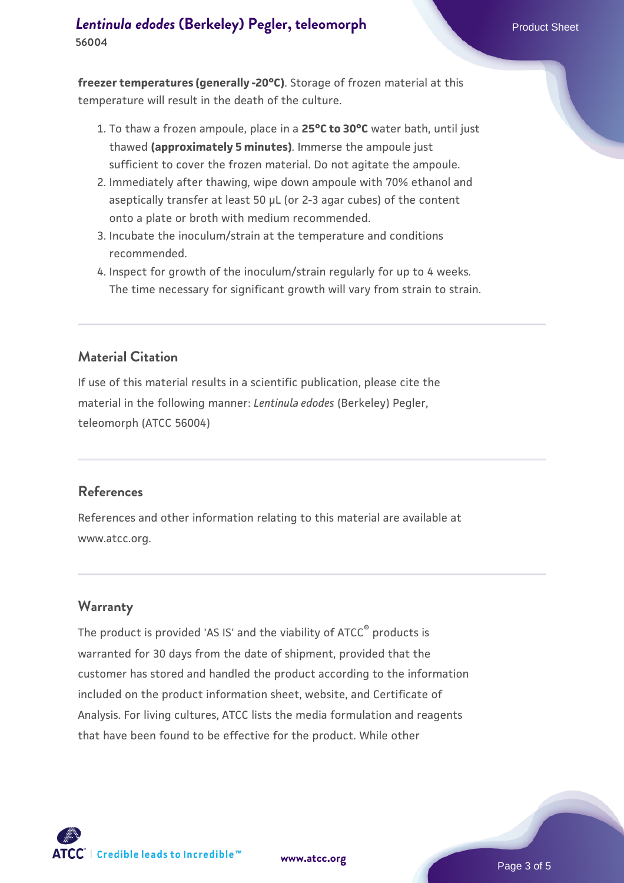**freezer temperatures (generally -20°C)**. Storage of frozen material at this temperature will result in the death of the culture.

1. To thaw a frozen ampoule, place in a **25°C to 30°C** water bath, until just thawed **(approximately 5 minutes)**. Immerse the ampoule just sufficient to cover the frozen material. Do not agitate the ampoule.
2. Immediately after thawing, wipe down ampoule with 70% ethanol and aseptically transfer at least 50 µL (or 2-3 agar cubes) of the content onto a plate or broth with medium recommended.
3. Incubate the inoculum/strain at the temperature and conditions recommended.
4. Inspect for growth of the inoculum/strain regularly for up to 4 weeks. The time necessary for significant growth will vary from strain to strain.

## Material Citation

If use of this material results in a scientific publication, please cite the material in the following manner: *Lentinula edodes* (Berkeley) Pegler, teleomorph (ATCC 56004)

## References

References and other information relating to this material are available at www.atcc.org.

## Warranty

The product is provided 'AS IS' and the viability of ATCC® products is warranted for 30 days from the date of shipment, provided that the customer has stored and handled the product according to the information included on the product information sheet, website, and Certificate of Analysis. For living cultures, ATCC lists the media formulation and reagents that have been found to be effective for the product. While other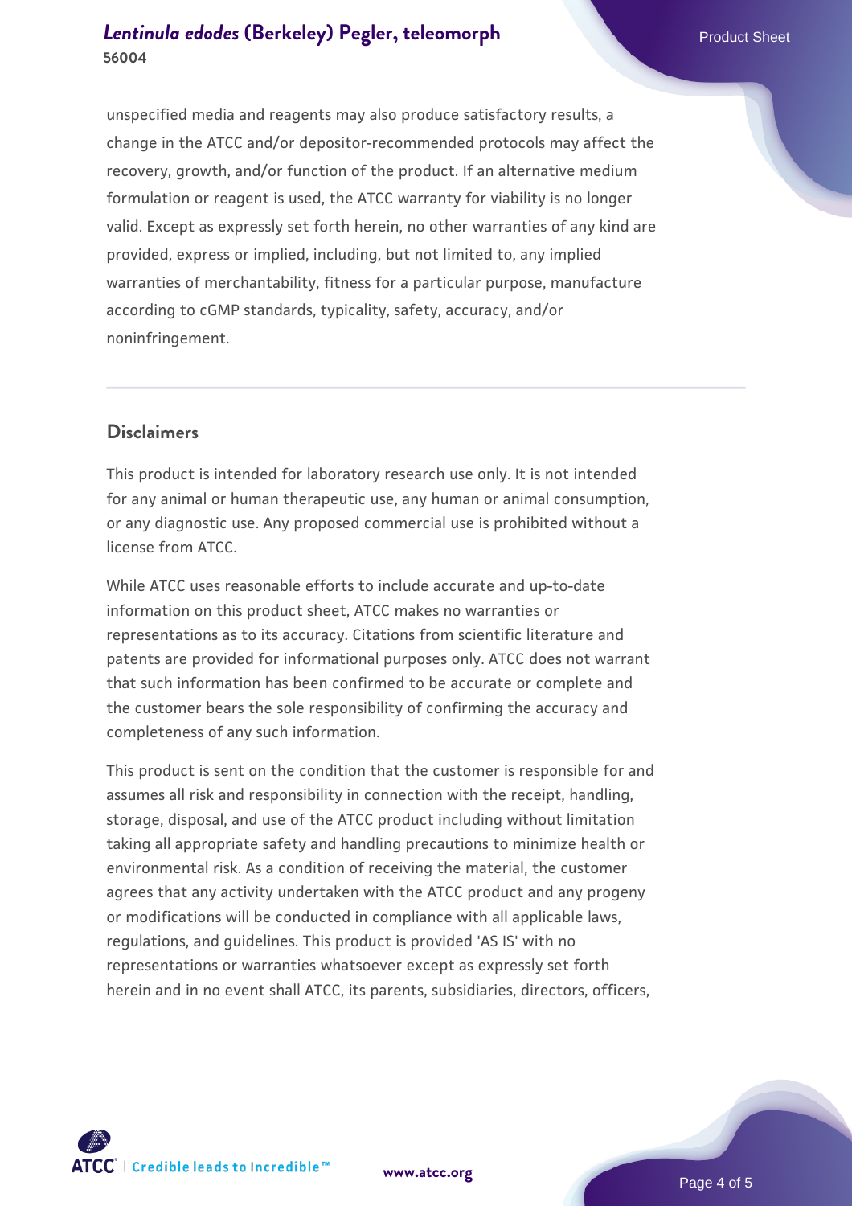unspecified media and reagents may also produce satisfactory results, a change in the ATCC and/or depositor-recommended protocols may affect the recovery, growth, and/or function of the product. If an alternative medium formulation or reagent is used, the ATCC warranty for viability is no longer valid. Except as expressly set forth herein, no other warranties of any kind are provided, express or implied, including, but not limited to, any implied warranties of merchantability, fitness for a particular purpose, manufacture according to cGMP standards, typicality, safety, accuracy, and/or noninfringement.

## Disclaimers

This product is intended for laboratory research use only. It is not intended for any animal or human therapeutic use, any human or animal consumption, or any diagnostic use. Any proposed commercial use is prohibited without a license from ATCC.

While ATCC uses reasonable efforts to include accurate and up-to-date information on this product sheet, ATCC makes no warranties or representations as to its accuracy. Citations from scientific literature and patents are provided for informational purposes only. ATCC does not warrant that such information has been confirmed to be accurate or complete and the customer bears the sole responsibility of confirming the accuracy and completeness of any such information.

This product is sent on the condition that the customer is responsible for and assumes all risk and responsibility in connection with the receipt, handling, storage, disposal, and use of the ATCC product including without limitation taking all appropriate safety and handling precautions to minimize health or environmental risk. As a condition of receiving the material, the customer agrees that any activity undertaken with the ATCC product and any progeny or modifications will be conducted in compliance with all applicable laws, regulations, and guidelines. This product is provided 'AS IS' with no representations or warranties whatsoever except as expressly set forth herein and in no event shall ATCC, its parents, subsidiaries, directors, officers,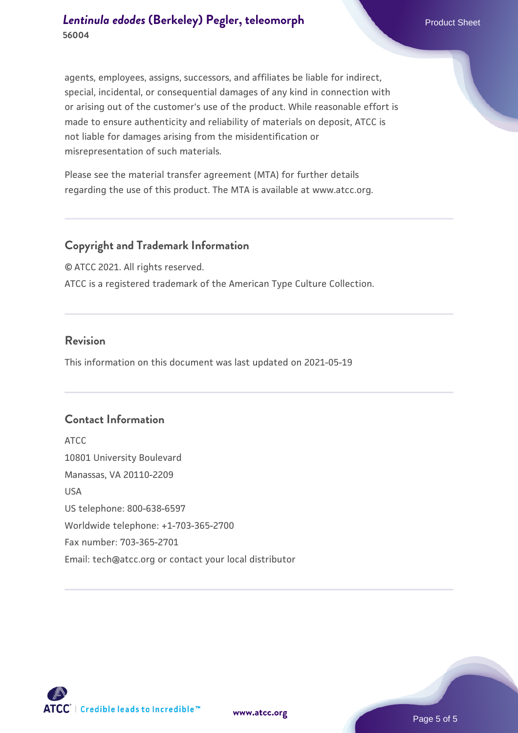agents, employees, assigns, successors, and affiliates be liable for indirect, special, incidental, or consequential damages of any kind in connection with or arising out of the customer's use of the product. While reasonable effort is made to ensure authenticity and reliability of materials on deposit, ATCC is not liable for damages arising from the misidentification or misrepresentation of such materials.

Please see the material transfer agreement (MTA) for further details regarding the use of this product. The MTA is available at www.atcc.org.

## Copyright and Trademark Information

© ATCC 2021. All rights reserved.

ATCC is a registered trademark of the American Type Culture Collection.

## Revision

This information on this document was last updated on 2021-05-19

## Contact Information

ATCC
10801 University Boulevard
Manassas, VA 20110-2209
USA
US telephone: 800-638-6597
Worldwide telephone: +1-703-365-2700
Fax number: 703-365-2701
Email: tech@atcc.org or contact your local distributor